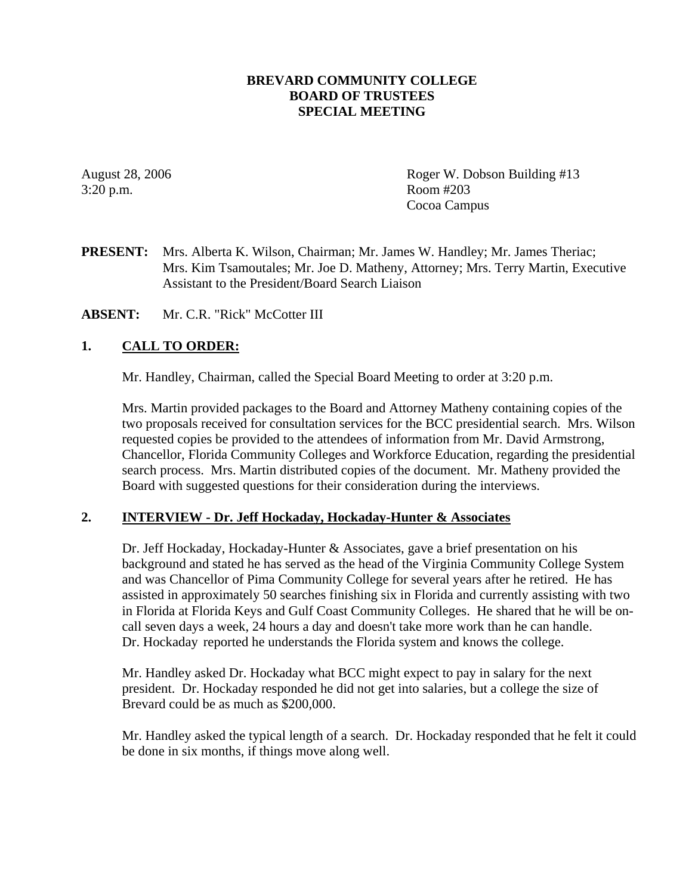**BREVARD COMMUNITY COLLEGE**
**BOARD OF TRUSTEES**
**SPECIAL MEETING**

August 28, 2006
3:20 p.m.

Roger W. Dobson Building #13
Room #203
Cocoa Campus

**PRESENT:** Mrs. Alberta K. Wilson, Chairman; Mr. James W. Handley; Mr. James Theriac; Mrs. Kim Tsamoutales; Mr. Joe D. Matheny, Attorney; Mrs. Terry Martin, Executive Assistant to the President/Board Search Liaison

**ABSENT:** Mr. C.R. "Rick" McCotter III

## 1. CALL TO ORDER:

Mr. Handley, Chairman, called the Special Board Meeting to order at 3:20 p.m.

Mrs. Martin provided packages to the Board and Attorney Matheny containing copies of the two proposals received for consultation services for the BCC presidential search. Mrs. Wilson requested copies be provided to the attendees of information from Mr. David Armstrong, Chancellor, Florida Community Colleges and Workforce Education, regarding the presidential search process. Mrs. Martin distributed copies of the document. Mr. Matheny provided the Board with suggested questions for their consideration during the interviews.

## 2. INTERVIEW - Dr. Jeff Hockaday, Hockaday-Hunter & Associates

Dr. Jeff Hockaday, Hockaday-Hunter & Associates, gave a brief presentation on his background and stated he has served as the head of the Virginia Community College System and was Chancellor of Pima Community College for several years after he retired. He has assisted in approximately 50 searches finishing six in Florida and currently assisting with two in Florida at Florida Keys and Gulf Coast Community Colleges. He shared that he will be on-call seven days a week, 24 hours a day and doesn't take more work than he can handle. Dr. Hockaday reported he understands the Florida system and knows the college.

Mr. Handley asked Dr. Hockaday what BCC might expect to pay in salary for the next president. Dr. Hockaday responded he did not get into salaries, but a college the size of Brevard could be as much as $200,000.

Mr. Handley asked the typical length of a search. Dr. Hockaday responded that he felt it could be done in six months, if things move along well.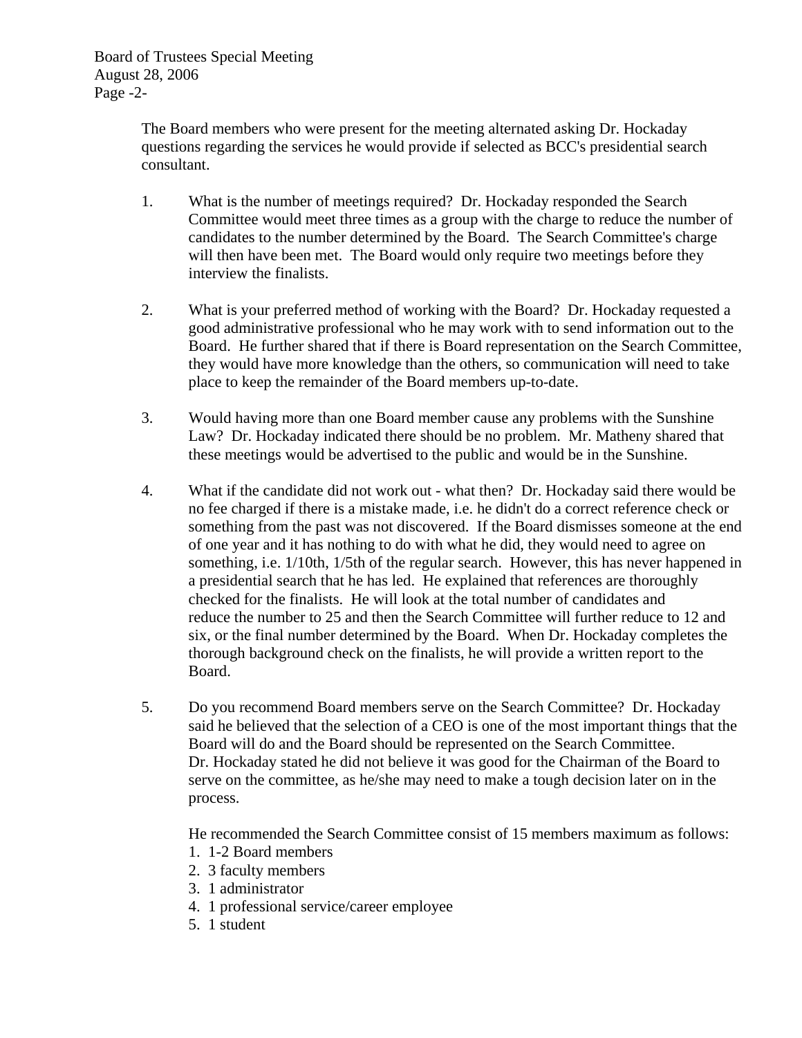The Board members who were present for the meeting alternated asking Dr. Hockaday questions regarding the services he would provide if selected as BCC's presidential search consultant.

1. What is the number of meetings required? Dr. Hockaday responded the Search Committee would meet three times as a group with the charge to reduce the number of candidates to the number determined by the Board. The Search Committee's charge will then have been met. The Board would only require two meetings before they interview the finalists.

2. What is your preferred method of working with the Board? Dr. Hockaday requested a good administrative professional who he may work with to send information out to the Board. He further shared that if there is Board representation on the Search Committee, they would have more knowledge than the others, so communication will need to take place to keep the remainder of the Board members up-to-date.

3. Would having more than one Board member cause any problems with the Sunshine Law? Dr. Hockaday indicated there should be no problem. Mr. Matheny shared that these meetings would be advertised to the public and would be in the Sunshine.

4. What if the candidate did not work out - what then? Dr. Hockaday said there would be no fee charged if there is a mistake made, i.e. he didn't do a correct reference check or something from the past was not discovered. If the Board dismisses someone at the end of one year and it has nothing to do with what he did, they would need to agree on something, i.e. 1/10th, 1/5th of the regular search. However, this has never happened in a presidential search that he has led. He explained that references are thoroughly checked for the finalists. He will look at the total number of candidates and reduce the number to 25 and then the Search Committee will further reduce to 12 and six, or the final number determined by the Board. When Dr. Hockaday completes the thorough background check on the finalists, he will provide a written report to the Board.

5. Do you recommend Board members serve on the Search Committee? Dr. Hockaday said he believed that the selection of a CEO is one of the most important things that the Board will do and the Board should be represented on the Search Committee. Dr. Hockaday stated he did not believe it was good for the Chairman of the Board to serve on the committee, as he/she may need to make a tough decision later on in the process.

   He recommended the Search Committee consist of 15 members maximum as follows:
   1. 1-2 Board members
   2. 3 faculty members
   3. 1 administrator
   4. 1 professional service/career employee
   5. 1 student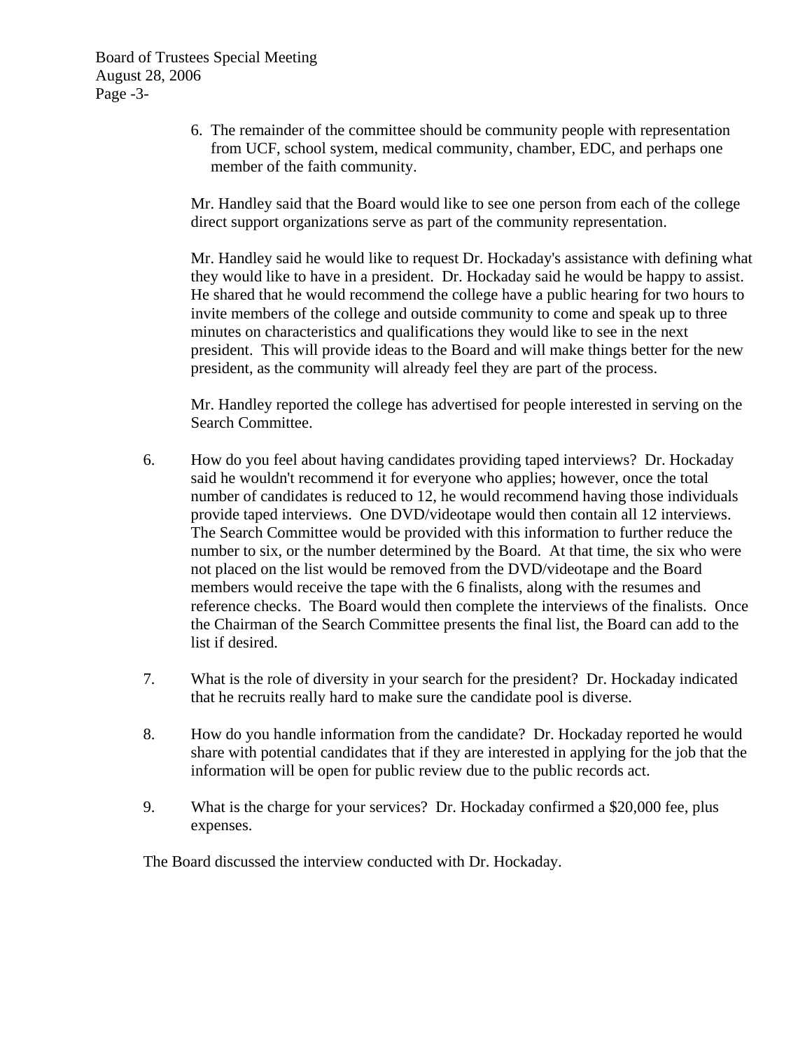6. The remainder of the committee should be community people with representation from UCF, school system, medical community, chamber, EDC, and perhaps one member of the faith community.

Mr. Handley said that the Board would like to see one person from each of the college direct support organizations serve as part of the community representation.

Mr. Handley said he would like to request Dr. Hockaday's assistance with defining what they would like to have in a president. Dr. Hockaday said he would be happy to assist. He shared that he would recommend the college have a public hearing for two hours to invite members of the college and outside community to come and speak up to three minutes on characteristics and qualifications they would like to see in the next president. This will provide ideas to the Board and will make things better for the new president, as the community will already feel they are part of the process.

Mr. Handley reported the college has advertised for people interested in serving on the Search Committee.

6. How do you feel about having candidates providing taped interviews? Dr. Hockaday said he wouldn't recommend it for everyone who applies; however, once the total number of candidates is reduced to 12, he would recommend having those individuals provide taped interviews. One DVD/videotape would then contain all 12 interviews. The Search Committee would be provided with this information to further reduce the number to six, or the number determined by the Board. At that time, the six who were not placed on the list would be removed from the DVD/videotape and the Board members would receive the tape with the 6 finalists, along with the resumes and reference checks. The Board would then complete the interviews of the finalists. Once the Chairman of the Search Committee presents the final list, the Board can add to the list if desired.

7. What is the role of diversity in your search for the president? Dr. Hockaday indicated that he recruits really hard to make sure the candidate pool is diverse.

8. How do you handle information from the candidate? Dr. Hockaday reported he would share with potential candidates that if they are interested in applying for the job that the information will be open for public review due to the public records act.

9. What is the charge for your services? Dr. Hockaday confirmed a $20,000 fee, plus expenses.

The Board discussed the interview conducted with Dr. Hockaday.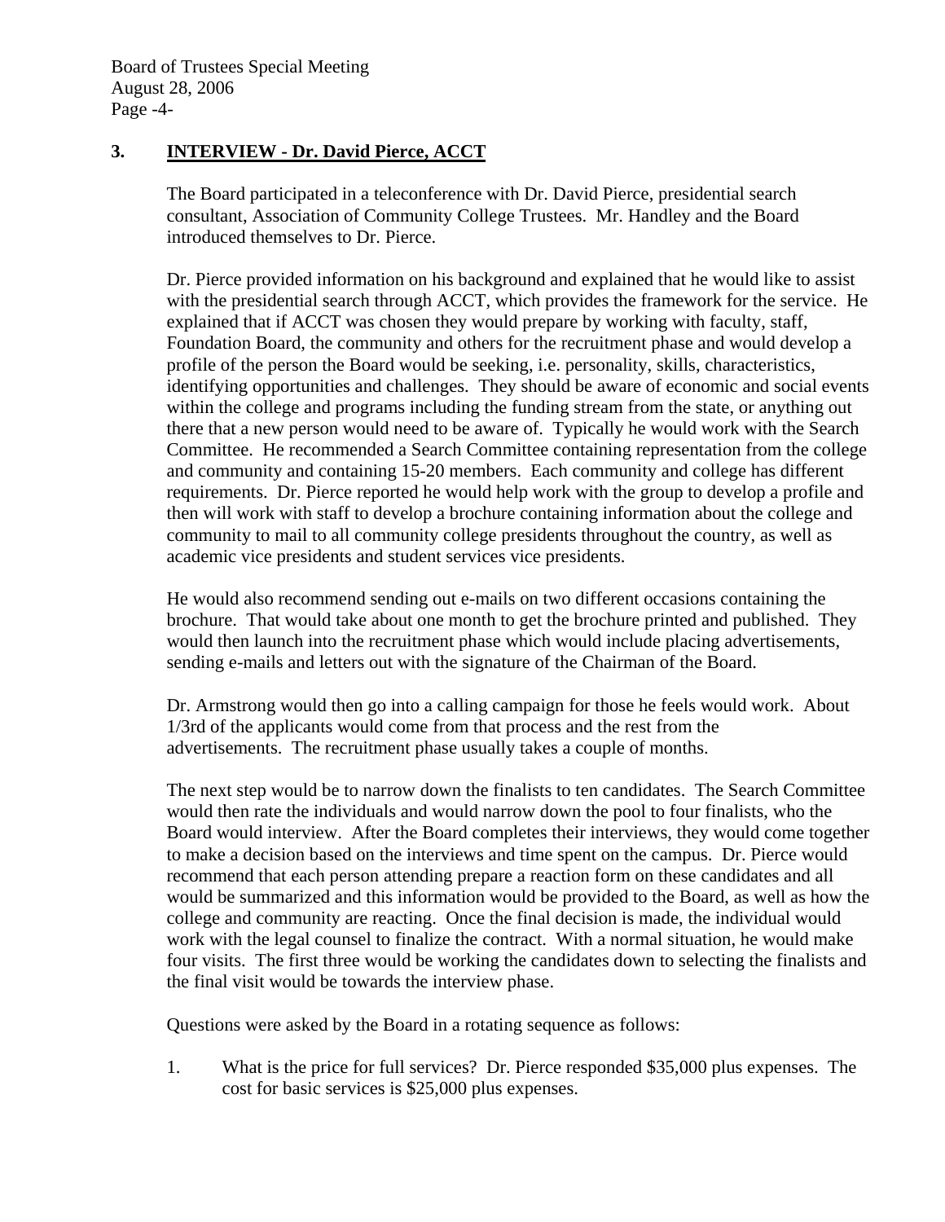## 3. INTERVIEW - Dr. David Pierce, ACCT

The Board participated in a teleconference with Dr. David Pierce, presidential search consultant, Association of Community College Trustees. Mr. Handley and the Board introduced themselves to Dr. Pierce.

Dr. Pierce provided information on his background and explained that he would like to assist with the presidential search through ACCT, which provides the framework for the service. He explained that if ACCT was chosen they would prepare by working with faculty, staff, Foundation Board, the community and others for the recruitment phase and would develop a profile of the person the Board would be seeking, i.e. personality, skills, characteristics, identifying opportunities and challenges. They should be aware of economic and social events within the college and programs including the funding stream from the state, or anything out there that a new person would need to be aware of. Typically he would work with the Search Committee. He recommended a Search Committee containing representation from the college and community and containing 15-20 members. Each community and college has different requirements. Dr. Pierce reported he would help work with the group to develop a profile and then will work with staff to develop a brochure containing information about the college and community to mail to all community college presidents throughout the country, as well as academic vice presidents and student services vice presidents.

He would also recommend sending out e-mails on two different occasions containing the brochure. That would take about one month to get the brochure printed and published. They would then launch into the recruitment phase which would include placing advertisements, sending e-mails and letters out with the signature of the Chairman of the Board.

Dr. Armstrong would then go into a calling campaign for those he feels would work. About 1/3rd of the applicants would come from that process and the rest from the advertisements. The recruitment phase usually takes a couple of months.

The next step would be to narrow down the finalists to ten candidates. The Search Committee would then rate the individuals and would narrow down the pool to four finalists, who the Board would interview. After the Board completes their interviews, they would come together to make a decision based on the interviews and time spent on the campus. Dr. Pierce would recommend that each person attending prepare a reaction form on these candidates and all would be summarized and this information would be provided to the Board, as well as how the college and community are reacting. Once the final decision is made, the individual would work with the legal counsel to finalize the contract. With a normal situation, he would make four visits. The first three would be working the candidates down to selecting the finalists and the final visit would be towards the interview phase.

Questions were asked by the Board in a rotating sequence as follows:

1. What is the price for full services? Dr. Pierce responded $35,000 plus expenses. The cost for basic services is $25,000 plus expenses.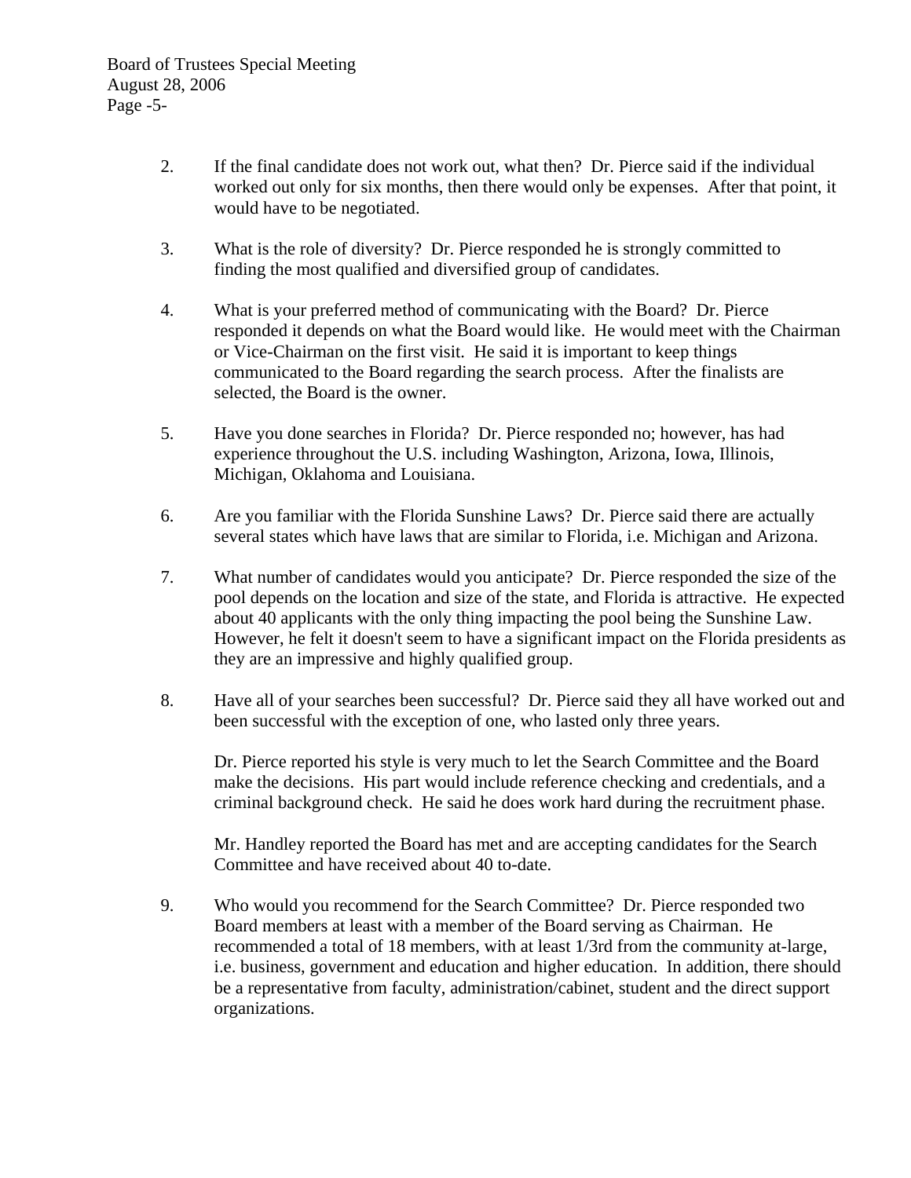2. If the final candidate does not work out, what then? Dr. Pierce said if the individual worked out only for six months, then there would only be expenses. After that point, it would have to be negotiated.

3. What is the role of diversity? Dr. Pierce responded he is strongly committed to finding the most qualified and diversified group of candidates.

4. What is your preferred method of communicating with the Board? Dr. Pierce responded it depends on what the Board would like. He would meet with the Chairman or Vice-Chairman on the first visit. He said it is important to keep things communicated to the Board regarding the search process. After the finalists are selected, the Board is the owner.

5. Have you done searches in Florida? Dr. Pierce responded no; however, has had experience throughout the U.S. including Washington, Arizona, Iowa, Illinois, Michigan, Oklahoma and Louisiana.

6. Are you familiar with the Florida Sunshine Laws? Dr. Pierce said there are actually several states which have laws that are similar to Florida, i.e. Michigan and Arizona.

7. What number of candidates would you anticipate? Dr. Pierce responded the size of the pool depends on the location and size of the state, and Florida is attractive. He expected about 40 applicants with the only thing impacting the pool being the Sunshine Law. However, he felt it doesn't seem to have a significant impact on the Florida presidents as they are an impressive and highly qualified group.

8. Have all of your searches been successful? Dr. Pierce said they all have worked out and been successful with the exception of one, who lasted only three years.

   Dr. Pierce reported his style is very much to let the Search Committee and the Board make the decisions. His part would include reference checking and credentials, and a criminal background check. He said he does work hard during the recruitment phase.

   Mr. Handley reported the Board has met and are accepting candidates for the Search Committee and have received about 40 to-date.

9. Who would you recommend for the Search Committee? Dr. Pierce responded two Board members at least with a member of the Board serving as Chairman. He recommended a total of 18 members, with at least 1/3rd from the community at-large, i.e. business, government and education and higher education. In addition, there should be a representative from faculty, administration/cabinet, student and the direct support organizations.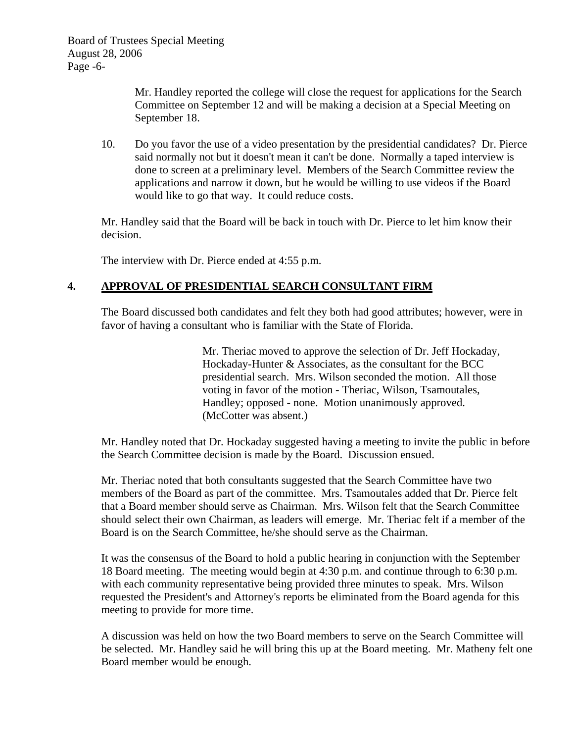Mr. Handley reported the college will close the request for applications for the Search Committee on September 12 and will be making a decision at a Special Meeting on September 18.

10. Do you favor the use of a video presentation by the presidential candidates? Dr. Pierce said normally not but it doesn't mean it can't be done. Normally a taped interview is done to screen at a preliminary level. Members of the Search Committee review the applications and narrow it down, but he would be willing to use videos if the Board would like to go that way. It could reduce costs.

Mr. Handley said that the Board will be back in touch with Dr. Pierce to let him know their decision.

The interview with Dr. Pierce ended at 4:55 p.m.

## 4. APPROVAL OF PRESIDENTIAL SEARCH CONSULTANT FIRM

The Board discussed both candidates and felt they both had good attributes; however, were in favor of having a consultant who is familiar with the State of Florida.

> Mr. Theriac moved to approve the selection of Dr. Jeff Hockaday, Hockaday-Hunter & Associates, as the consultant for the BCC presidential search. Mrs. Wilson seconded the motion. All those voting in favor of the motion - Theriac, Wilson, Tsamoutales, Handley; opposed - none. Motion unanimously approved. (McCotter was absent.)

Mr. Handley noted that Dr. Hockaday suggested having a meeting to invite the public in before the Search Committee decision is made by the Board. Discussion ensued.

Mr. Theriac noted that both consultants suggested that the Search Committee have two members of the Board as part of the committee. Mrs. Tsamoutales added that Dr. Pierce felt that a Board member should serve as Chairman. Mrs. Wilson felt that the Search Committee should select their own Chairman, as leaders will emerge. Mr. Theriac felt if a member of the Board is on the Search Committee, he/she should serve as the Chairman.

It was the consensus of the Board to hold a public hearing in conjunction with the September 18 Board meeting. The meeting would begin at 4:30 p.m. and continue through to 6:30 p.m. with each community representative being provided three minutes to speak. Mrs. Wilson requested the President's and Attorney's reports be eliminated from the Board agenda for this meeting to provide for more time.

A discussion was held on how the two Board members to serve on the Search Committee will be selected. Mr. Handley said he will bring this up at the Board meeting. Mr. Matheny felt one Board member would be enough.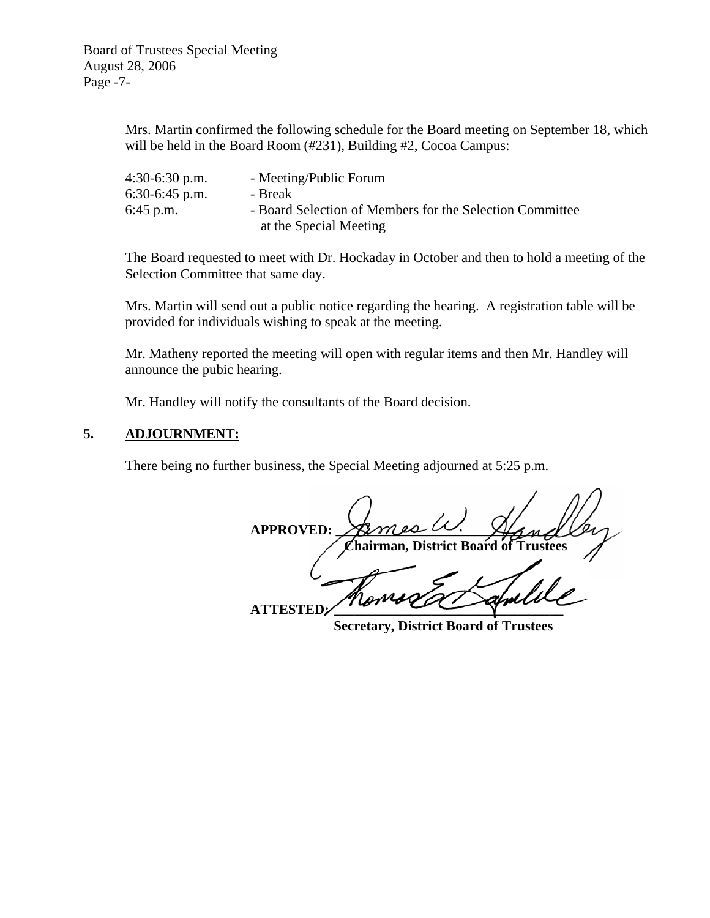Mrs. Martin confirmed the following schedule for the Board meeting on September 18, which will be held in the Board Room (#231), Building #2, Cocoa Campus:

| | |
|---|---|
| 4:30-6:30 p.m. | - Meeting/Public Forum |
| 6:30-6:45 p.m. | - Break |
| 6:45 p.m. | - Board Selection of Members for the Selection Committee at the Special Meeting |

The Board requested to meet with Dr. Hockaday in October and then to hold a meeting of the Selection Committee that same day.

Mrs. Martin will send out a public notice regarding the hearing. A registration table will be provided for individuals wishing to speak at the meeting.

Mr. Matheny reported the meeting will open with regular items and then Mr. Handley will announce the pubic hearing.

Mr. Handley will notify the consultants of the Board decision.

## 5. ADJOURNMENT:

There being no further business, the Special Meeting adjourned at 5:25 p.m.

**APPROVED:** James W. Handley
**Chairman, District Board of Trustees**

**ATTESTED:** Thomas E. Lamble
**Secretary, District Board of Trustees**